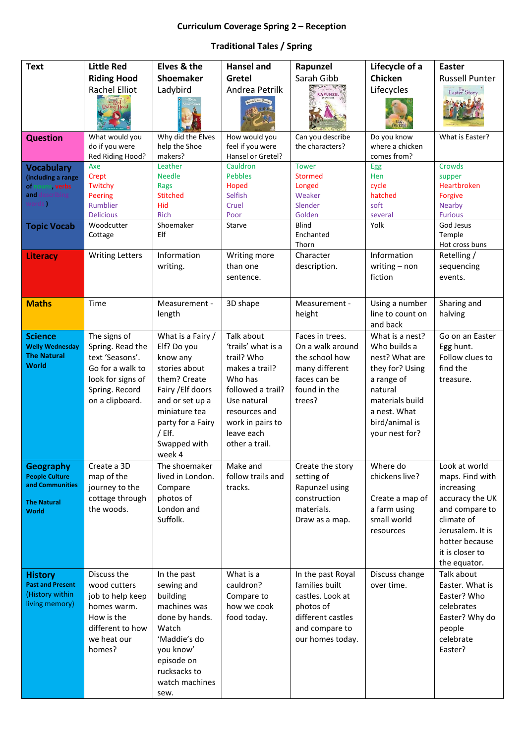**Curriculum Coverage Spring 2 – Reception**

**Traditional Tales / Spring**

| **Text** | **Little Red Riding Hood** Rachel Elliot | **Elves & the Shoemaker** Ladybird | **Hansel and Gretel** Andrea Petrlik | **Rapunzel** Sarah Gibb | **Lifecycle of a Chicken** Lifecycles | **Easter** Russell Punter |
|---|---|---|---|---|---|---|
| **Question** | What would you do if you were Red Riding Hood? | Why did the Elves help the Shoe makers? | How would you feel if you were Hansel or Gretel? | Can you describe the characters? | Do you know where a chicken comes from? | What is Easter? |
| **Vocabulary** (including a range of nouns, verbs and describing words) | Axe<br>Crept<br>Twitchy<br>Peering<br>Rumblier<br>Delicious | Leather<br>Needle<br>Rags<br>Stitched<br>Hid<br>Rich | Cauldron<br>Pebbles<br>Hoped<br>Selfish<br>Cruel<br>Poor | Tower<br>Stormed<br>Longed<br>Weaker<br>Slender<br>Golden | Egg<br>Hen<br>cycle<br>hatched<br>soft<br>several | Crowds<br>supper<br>Heartbroken<br>Forgive<br>Nearby<br>Furious |
| **Topic Vocab** | Woodcutter<br>Cottage | Shoemaker<br>Elf | Starve | Blind<br>Enchanted<br>Thorn | Yolk | God Jesus<br>Temple<br>Hot cross buns |
| **Literacy** | Writing Letters | Information writing. | Writing more than one sentence. | Character description. | Information writing – non fiction | Retelling / sequencing events. |
| **Maths** | Time | Measurement - length | 3D shape | Measurement - height | Using a number line to count on and back | Sharing and halving |
| **Science** Welly Wednesday The Natural World | The signs of Spring. Read the text 'Seasons'. Go for a walk to look for signs of Spring. Record on a clipboard. | What is a Fairy / Elf? Do you know any stories about them? Create Fairy /Elf doors and or set up a miniature tea party for a Fairy / Elf. Swapped with week 4 | Talk about 'trails' what is a trail? Who makes a trail? Who has followed a trail? Use natural resources and work in pairs to leave each other a trail. | Faces in trees. On a walk around the school how many different faces can be found in the trees? | What is a nest? Who builds a nest? What are they for? Using a range of natural materials build a nest. What bird/animal is your nest for? | Go on an Easter Egg hunt. Follow clues to find the treasure. |
| **Geography** People Culture and Communities The Natural World | Create a 3D map of the journey to the cottage through the woods. | The shoemaker lived in London. Compare photos of London and Suffolk. | Make and follow trails and tracks. | Create the story setting of Rapunzel using construction materials. Draw as a map. | Where do chickens live?<br><br>Create a map of a farm using small world resources | Look at world maps. Find with increasing accuracy the UK and compare to climate of Jerusalem. It is hotter because it is closer to the equator. |
| **History** Past and Present (History within living memory) | Discuss the wood cutters job to help keep homes warm. How is the different to how we heat our homes? | In the past sewing and building machines was done by hands. Watch 'Maddie's do you know' episode on rucksacks to watch machines sew. | What is a cauldron? Compare to how we cook food today. | In the past Royal families built castles. Look at photos of different castles and compare to our homes today. | Discuss change over time. | Talk about Easter. What is Easter? Who celebrates Easter? Why do people celebrate Easter? |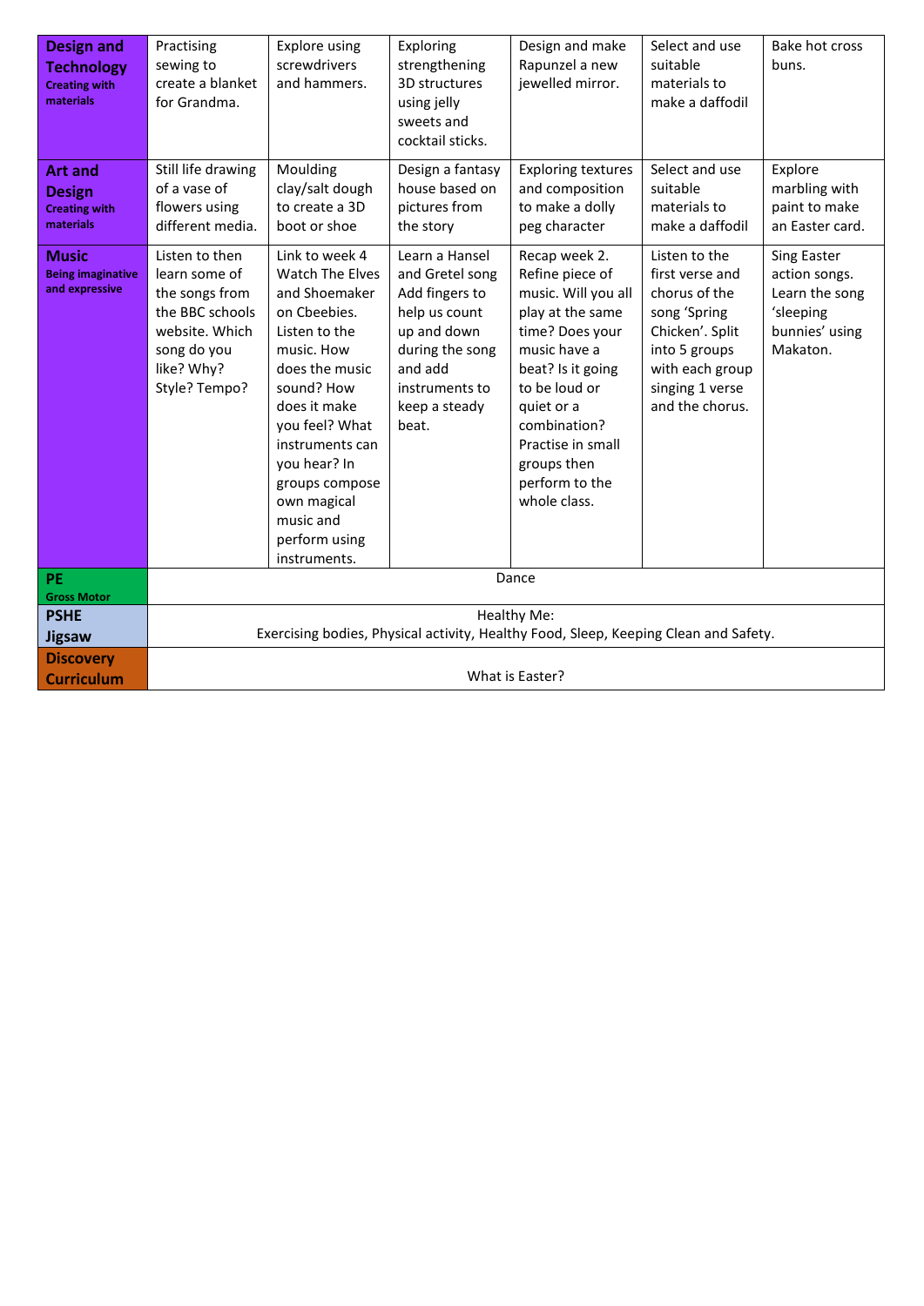| | | | | | | |
|---|---|---|---|---|---|---|
| **Design and Technology** **Creating with materials** | Practising sewing to create a blanket for Grandma. | Explore using screwdrivers and hammers. | Exploring strengthening 3D structures using jelly sweets and cocktail sticks. | Design and make Rapunzel a new jewelled mirror. | Select and use suitable materials to make a daffodil | Bake hot cross buns. |
| **Art and Design** **Creating with materials** | Still life drawing of a vase of flowers using different media. | Moulding clay/salt dough to create a 3D boot or shoe | Design a fantasy house based on pictures from the story | Exploring textures and composition to make a dolly peg character | Select and use suitable materials to make a daffodil | Explore marbling with paint to make an Easter card. |
| **Music** **Being imaginative and expressive** | Listen to then learn some of the songs from the BBC schools website. Which song do you like? Why? Style? Tempo? | Link to week 4 Watch The Elves and Shoemaker on Cbeebies. Listen to the music. How does the music sound? How does it make you feel? What instruments can you hear? In groups compose own magical music and perform using instruments. | Learn a Hansel and Gretel song Add fingers to help us count up and down during the song and add instruments to keep a steady beat. | Recap week 2. Refine piece of music. Will you all play at the same time? Does your music have a beat? Is it going to be loud or quiet or a combination? Practise in small groups then perform to the whole class. | Listen to the first verse and chorus of the song 'Spring Chicken'. Split into 5 groups with each group singing 1 verse and the chorus. | Sing Easter action songs. Learn the song 'sleeping bunnies' using Makaton. |
| **PE** **Gross Motor** | Dance | | | | | |
| **PSHE Jigsaw** | Healthy Me: Exercising bodies, Physical activity, Healthy Food, Sleep, Keeping Clean and Safety. | | | | | |
| **Discovery Curriculum** | What is Easter? | | | | | |